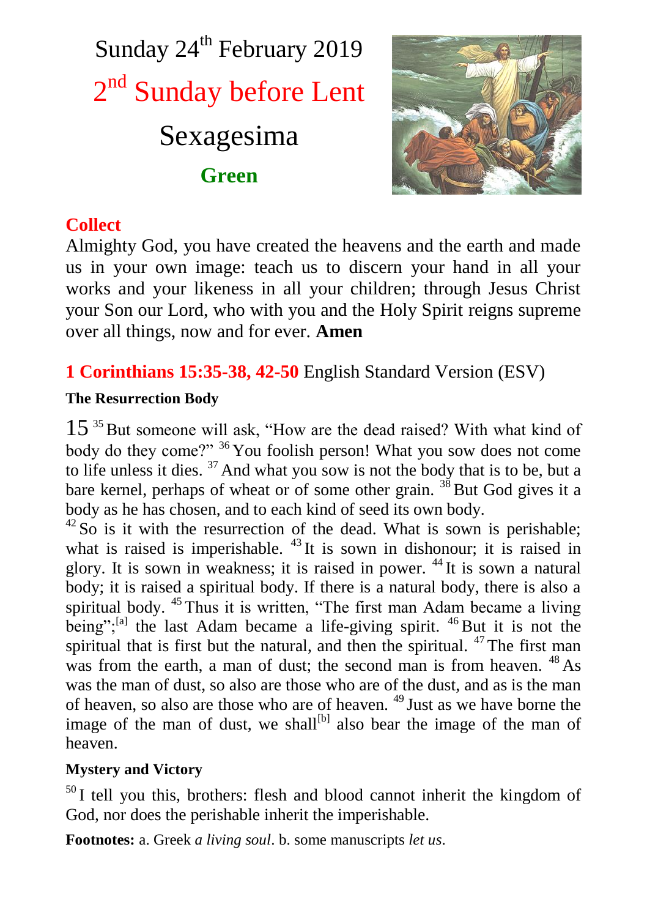# Sunday 24th February 2019

## 2nd Sunday before Lent

## Sexagesima

**Green**

## Collect

Almighty God, you have created the heavens and the earth and made us in your own image: teach us to discern your hand in all your works and your likeness in all your children; through Jesus Christ your Son our Lord, who with you and the Holy Spirit reigns supreme over all things, now and for ever. **Amen**

## 1 Corinthians 15:35-38, 42-50 English Standard Version (ESV)

### The Resurrection Body

15 [35] But someone will ask, "How are the dead raised? With what kind of body do they come?" [36] You foolish person! What you sow does not come to life unless it dies. [37] And what you sow is not the body that is to be, but a bare kernel, perhaps of wheat or of some other grain. [38] But God gives it a body as he has chosen, and to each kind of seed its own body.

[42] So is it with the resurrection of the dead. What is sown is perishable; what is raised is imperishable. [43] It is sown in dishonour; it is raised in glory. It is sown in weakness; it is raised in power. [44] It is sown a natural body; it is raised a spiritual body. If there is a natural body, there is also a spiritual body. [45] Thus it is written, "The first man Adam became a living being";[a] the last Adam became a life-giving spirit. [46] But it is not the spiritual that is first but the natural, and then the spiritual. [47] The first man was from the earth, a man of dust; the second man is from heaven. [48] As was the man of dust, so also are those who are of the dust, and as is the man of heaven, so also are those who are of heaven. [49] Just as we have borne the image of the man of dust, we shall[b] also bear the image of the man of heaven.

### Mystery and Victory

[50] I tell you this, brothers: flesh and blood cannot inherit the kingdom of God, nor does the perishable inherit the imperishable.

**Footnotes:** a. Greek *a living soul*. b. some manuscripts *let us*.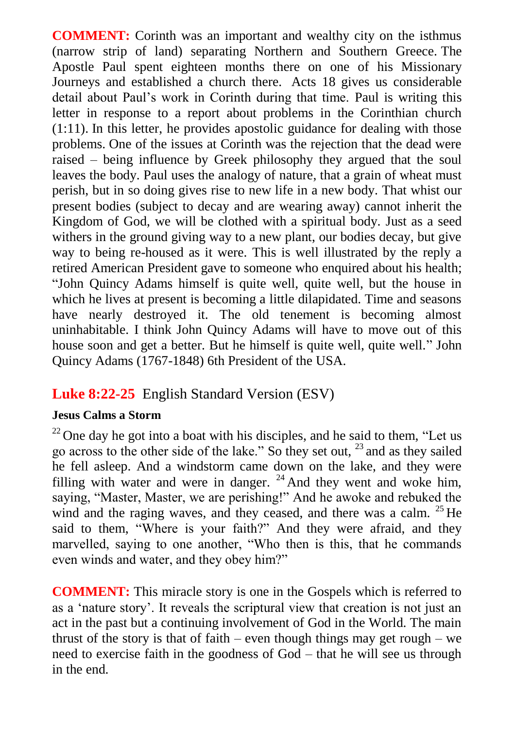**COMMENT:** Corinth was an important and wealthy city on the isthmus (narrow strip of land) separating Northern and Southern Greece. The Apostle Paul spent eighteen months there on one of his Missionary Journeys and established a church there. Acts 18 gives us considerable detail about Paul's work in Corinth during that time. Paul is writing this letter in response to a report about problems in the Corinthian church (1:11). In this letter, he provides apostolic guidance for dealing with those problems. One of the issues at Corinth was the rejection that the dead were raised – being influence by Greek philosophy they argued that the soul leaves the body. Paul uses the analogy of nature, that a grain of wheat must perish, but in so doing gives rise to new life in a new body. That whist our present bodies (subject to decay and are wearing away) cannot inherit the Kingdom of God, we will be clothed with a spiritual body. Just as a seed withers in the ground giving way to a new plant, our bodies decay, but give way to being re-housed as it were. This is well illustrated by the reply a retired American President gave to someone who enquired about his health; "John Quincy Adams himself is quite well, quite well, but the house in which he lives at present is becoming a little dilapidated. Time and seasons have nearly destroyed it. The old tenement is becoming almost uninhabitable. I think John Quincy Adams will have to move out of this house soon and get a better. But he himself is quite well, quite well." John Quincy Adams (1767-1848) 6th President of the USA.

## Luke 8:22-25 English Standard Version (ESV)

**Jesus Calms a Storm**

[22] One day he got into a boat with his disciples, and he said to them, "Let us go across to the other side of the lake." So they set out, [23] and as they sailed he fell asleep. And a windstorm came down on the lake, and they were filling with water and were in danger. [24] And they went and woke him, saying, "Master, Master, we are perishing!" And he awoke and rebuked the wind and the raging waves, and they ceased, and there was a calm. [25] He said to them, "Where is your faith?" And they were afraid, and they marvelled, saying to one another, "Who then is this, that he commands even winds and water, and they obey him?"

**COMMENT:** This miracle story is one in the Gospels which is referred to as a 'nature story'. It reveals the scriptural view that creation is not just an act in the past but a continuing involvement of God in the World. The main thrust of the story is that of faith – even though things may get rough – we need to exercise faith in the goodness of God – that he will see us through in the end.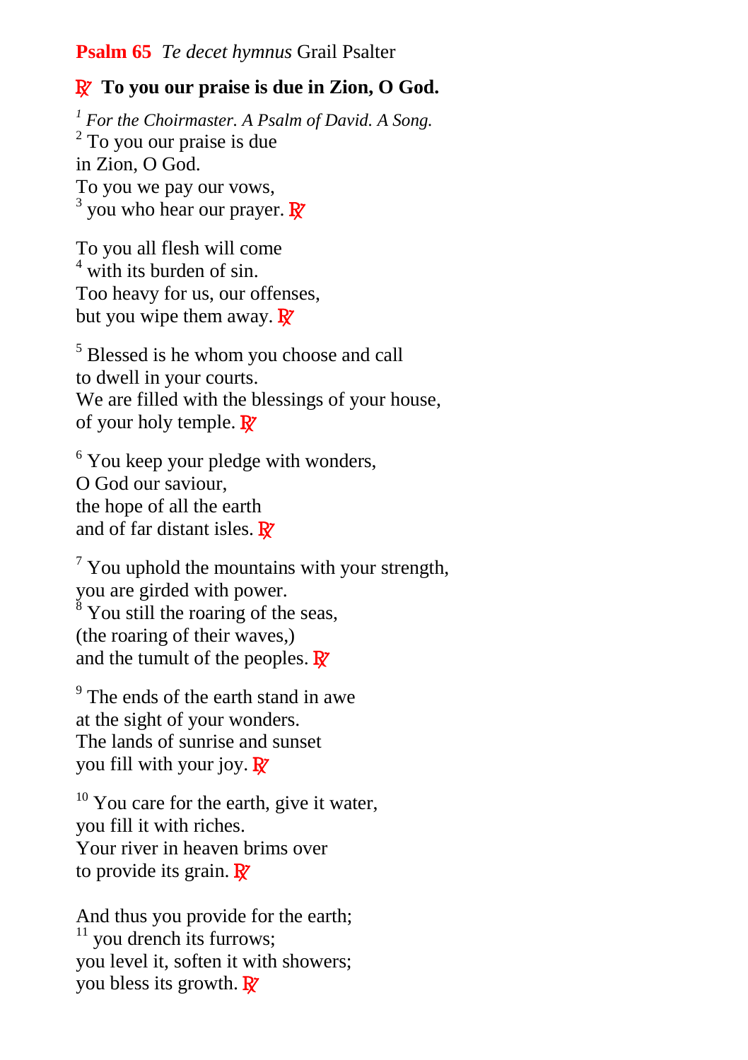**Psalm 65** *Te decet hymnus* Grail Psalter

**℟ To you our praise is due in Zion, O God.**

[1] *For the Choirmaster. A Psalm of David. A Song.*
[2] To you our praise is due
in Zion, O God.
To you we pay our vows,
[3] you who hear our prayer. ℟

To you all flesh will come
[4] with its burden of sin.
Too heavy for us, our offenses,
but you wipe them away. ℟

[5] Blessed is he whom you choose and call
to dwell in your courts.
We are filled with the blessings of your house,
of your holy temple. ℟

[6] You keep your pledge with wonders,
O God our saviour,
the hope of all the earth
and of far distant isles. ℟

[7] You uphold the mountains with your strength,
you are girded with power.
[8] You still the roaring of the seas,
(the roaring of their waves,)
and the tumult of the peoples. ℟

[9] The ends of the earth stand in awe
at the sight of your wonders.
The lands of sunrise and sunset
you fill with your joy. ℟

[10] You care for the earth, give it water,
you fill it with riches.
Your river in heaven brims over
to provide its grain. ℟

And thus you provide for the earth;
[11] you drench its furrows;
you level it, soften it with showers;
you bless its growth. ℟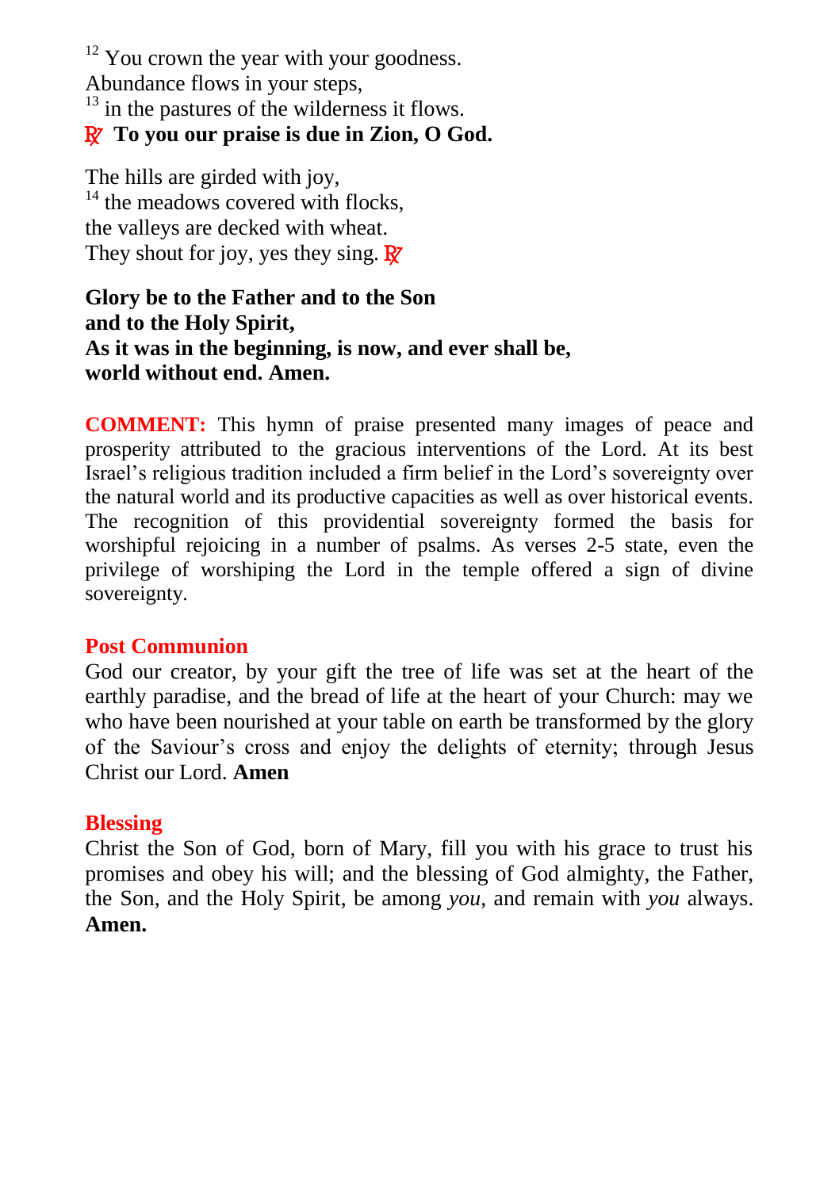[12] You crown the year with your goodness.
Abundance flows in your steps,
[13] in the pastures of the wilderness it flows.
℟ **To you our praise is due in Zion, O God.**

The hills are girded with joy,
[14] the meadows covered with flocks,
the valleys are decked with wheat.
They shout for joy, yes they sing. ℟

**Glory be to the Father and to the Son**
**and to the Holy Spirit,**
**As it was in the beginning, is now, and ever shall be,**
**world without end. Amen.**

**COMMENT:** This hymn of praise presented many images of peace and prosperity attributed to the gracious interventions of the Lord. At its best Israel's religious tradition included a firm belief in the Lord's sovereignty over the natural world and its productive capacities as well as over historical events. The recognition of this providential sovereignty formed the basis for worshipful rejoicing in a number of psalms. As verses 2-5 state, even the privilege of worshiping the Lord in the temple offered a sign of divine sovereignty.

## Post Communion

God our creator, by your gift the tree of life was set at the heart of the earthly paradise, and the bread of life at the heart of your Church: may we who have been nourished at your table on earth be transformed by the glory of the Saviour's cross and enjoy the delights of eternity; through Jesus Christ our Lord. **Amen**

## Blessing

Christ the Son of God, born of Mary, fill you with his grace to trust his promises and obey his will; and the blessing of God almighty, the Father, the Son, and the Holy Spirit, be among *you*, and remain with *you* always. **Amen.**